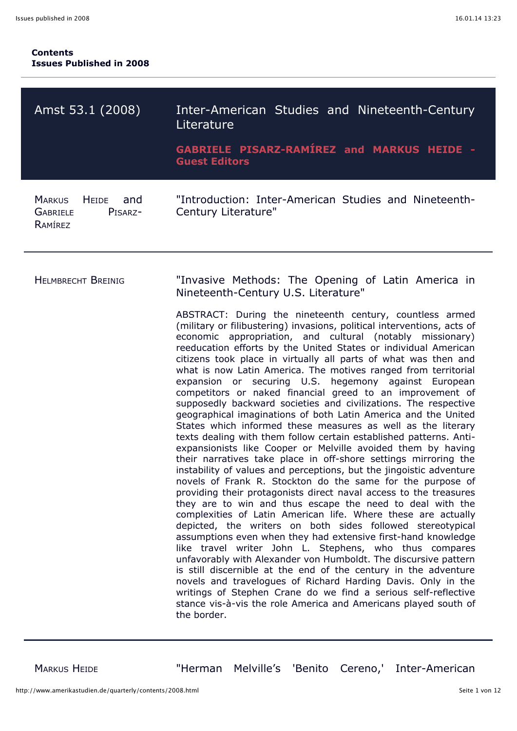**Contents**
**Issues Published in 2008**

## Amst 53.1 (2008) — Inter-American Studies and Nineteenth-Century Literature

**GABRIELE PISARZ-RAMÍREZ and MARKUS HEIDE - Guest Editors**

---

Markus Heide and Gabriele Pisarz-Ramírez

"Introduction: Inter-American Studies and Nineteenth-Century Literature"

---

Helmbrecht Breinig

"Invasive Methods: The Opening of Latin America in Nineteenth-Century U.S. Literature"

ABSTRACT: During the nineteenth century, countless armed (military or filibustering) invasions, political interventions, acts of economic appropriation, and cultural (notably missionary) reeducation efforts by the United States or individual American citizens took place in virtually all parts of what was then and what is now Latin America. The motives ranged from territorial expansion or securing U.S. hegemony against European competitors or naked financial greed to an improvement of supposedly backward societies and civilizations. The respective geographical imaginations of both Latin America and the United States which informed these measures as well as the literary texts dealing with them follow certain established patterns. Anti-expansionists like Cooper or Melville avoided them by having their narratives take place in off-shore settings mirroring the instability of values and perceptions, but the jingoistic adventure novels of Frank R. Stockton do the same for the purpose of providing their protagonists direct naval access to the treasures they are to win and thus escape the need to deal with the complexities of Latin American life. Where these are actually depicted, the writers on both sides followed stereotypical assumptions even when they had extensive first-hand knowledge like travel writer John L. Stephens, who thus compares unfavorably with Alexander von Humboldt. The discursive pattern is still discernible at the end of the century in the adventure novels and travelogues of Richard Harding Davis. Only in the writings of Stephen Crane do we find a serious self-reflective stance vis-à-vis the role America and Americans played south of the border.

---

Markus Heide

"Herman Melville's 'Benito Cereno,' Inter-American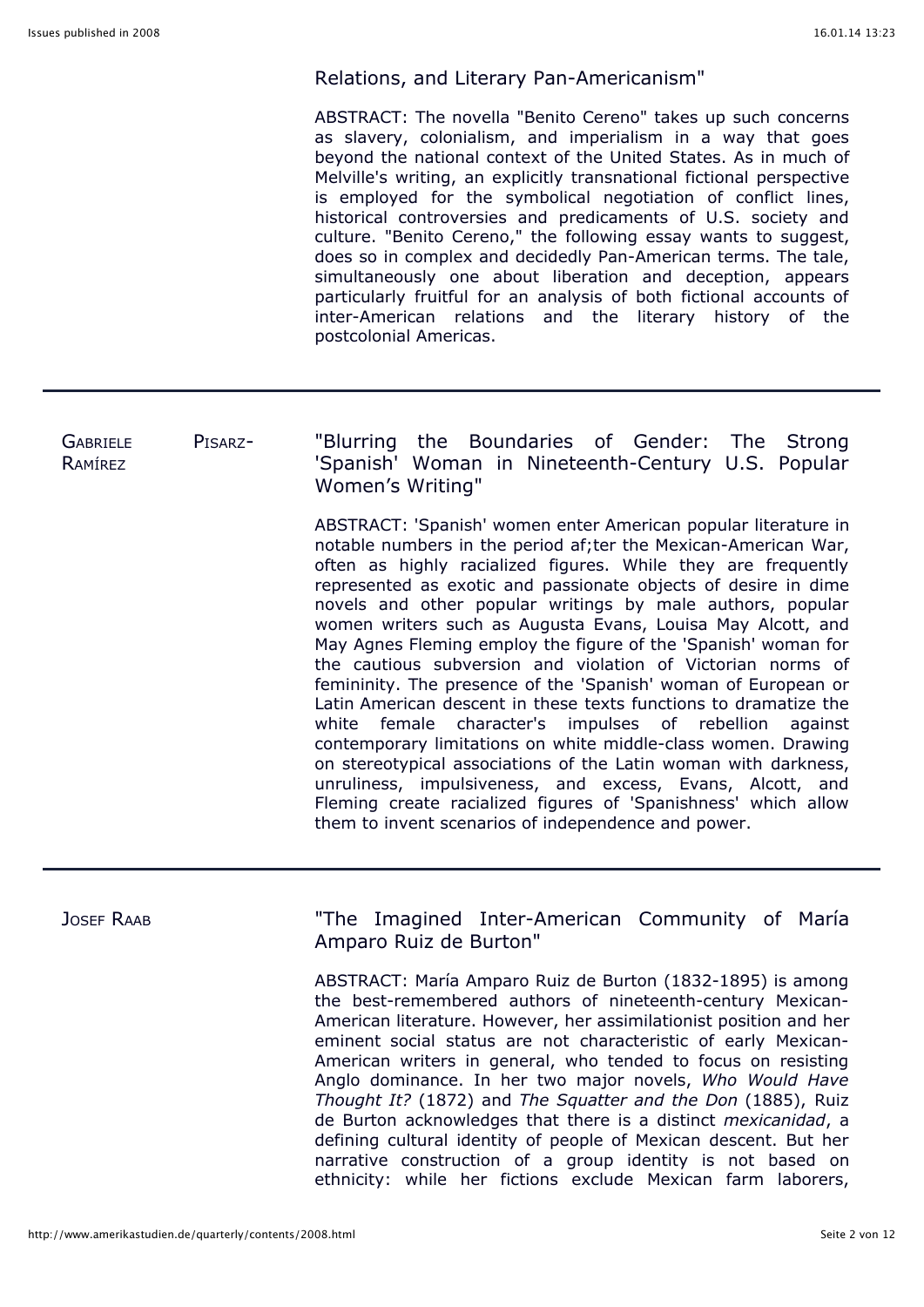Relations, and Literary Pan-Americanism"

ABSTRACT: The novella "Benito Cereno" takes up such concerns as slavery, colonialism, and imperialism in a way that goes beyond the national context of the United States. As in much of Melville's writing, an explicitly transnational fictional perspective is employed for the symbolical negotiation of conflict lines, historical controversies and predicaments of U.S. society and culture. "Benito Cereno," the following essay wants to suggest, does so in complex and decidedly Pan-American terms. The tale, simultaneously one about liberation and deception, appears particularly fruitful for an analysis of both fictional accounts of inter-American relations and the literary history of the postcolonial Americas.

---

GABRIELE PISARZ-RAMÍREZ

"Blurring the Boundaries of Gender: The Strong 'Spanish' Woman in Nineteenth-Century U.S. Popular Women's Writing"

ABSTRACT: 'Spanish' women enter American popular literature in notable numbers in the period af;ter the Mexican-American War, often as highly racialized figures. While they are frequently represented as exotic and passionate objects of desire in dime novels and other popular writings by male authors, popular women writers such as Augusta Evans, Louisa May Alcott, and May Agnes Fleming employ the figure of the 'Spanish' woman for the cautious subversion and violation of Victorian norms of femininity. The presence of the 'Spanish' woman of European or Latin American descent in these texts functions to dramatize the white female character's impulses of rebellion against contemporary limitations on white middle-class women. Drawing on stereotypical associations of the Latin woman with darkness, unruliness, impulsiveness, and excess, Evans, Alcott, and Fleming create racialized figures of 'Spanishness' which allow them to invent scenarios of independence and power.

---

JOSEF RAAB

"The Imagined Inter-American Community of María Amparo Ruiz de Burton"

ABSTRACT: María Amparo Ruiz de Burton (1832-1895) is among the best-remembered authors of nineteenth-century Mexican-American literature. However, her assimilationist position and her eminent social status are not characteristic of early Mexican-American writers in general, who tended to focus on resisting Anglo dominance. In her two major novels, *Who Would Have Thought It?* (1872) and *The Squatter and the Don* (1885), Ruiz de Burton acknowledges that there is a distinct *mexicanidad*, a defining cultural identity of people of Mexican descent. But her narrative construction of a group identity is not based on ethnicity: while her fictions exclude Mexican farm laborers,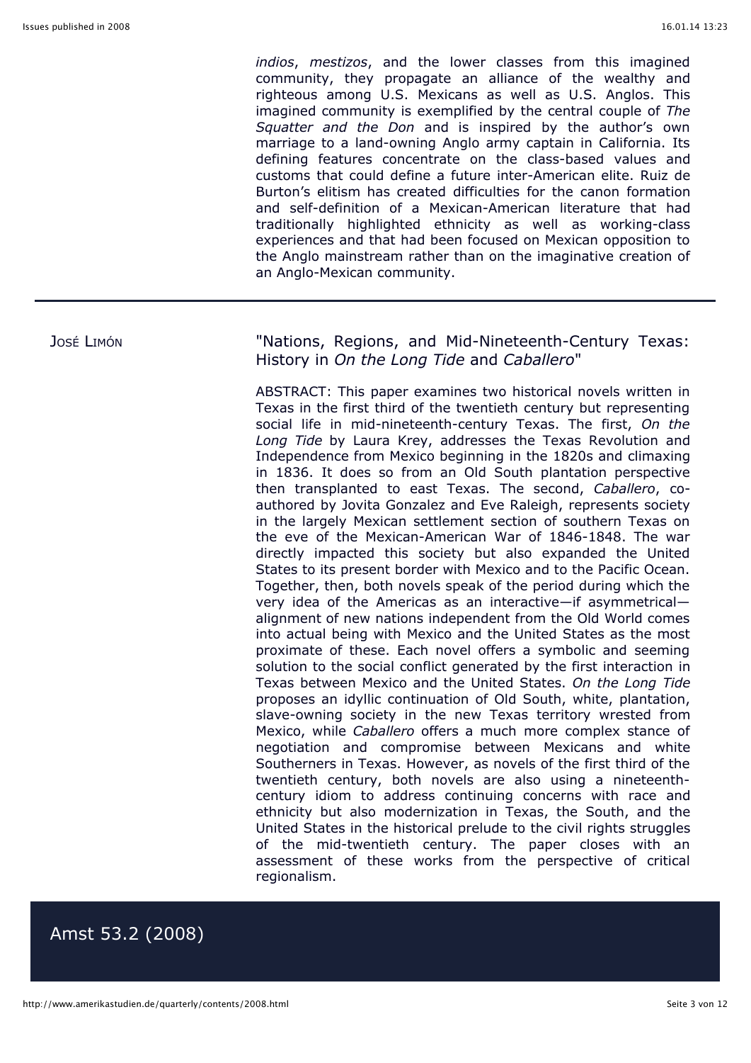*indios*, *mestizos*, and the lower classes from this imagined community, they propagate an alliance of the wealthy and righteous among U.S. Mexicans as well as U.S. Anglos. This imagined community is exemplified by the central couple of *The Squatter and the Don* and is inspired by the author's own marriage to a land-owning Anglo army captain in California. Its defining features concentrate on the class-based values and customs that could define a future inter-American elite. Ruiz de Burton's elitism has created difficulties for the canon formation and self-definition of a Mexican-American literature that had traditionally highlighted ethnicity as well as working-class experiences and that had been focused on Mexican opposition to the Anglo mainstream rather than on the imaginative creation of an Anglo-Mexican community.

---

JOSÉ LIMÓN

"Nations, Regions, and Mid-Nineteenth-Century Texas: History in *On the Long Tide* and *Caballero*"

ABSTRACT: This paper examines two historical novels written in Texas in the first third of the twentieth century but representing social life in mid-nineteenth-century Texas. The first, *On the Long Tide* by Laura Krey, addresses the Texas Revolution and Independence from Mexico beginning in the 1820s and climaxing in 1836. It does so from an Old South plantation perspective then transplanted to east Texas. The second, *Caballero*, co-authored by Jovita Gonzalez and Eve Raleigh, represents society in the largely Mexican settlement section of southern Texas on the eve of the Mexican-American War of 1846-1848. The war directly impacted this society but also expanded the United States to its present border with Mexico and to the Pacific Ocean. Together, then, both novels speak of the period during which the very idea of the Americas as an interactive—if asymmetrical—alignment of new nations independent from the Old World comes into actual being with Mexico and the United States as the most proximate of these. Each novel offers a symbolic and seeming solution to the social conflict generated by the first interaction in Texas between Mexico and the United States. *On the Long Tide* proposes an idyllic continuation of Old South, white, plantation, slave-owning society in the new Texas territory wrested from Mexico, while *Caballero* offers a much more complex stance of negotiation and compromise between Mexicans and white Southerners in Texas. However, as novels of the first third of the twentieth century, both novels are also using a nineteenth-century idiom to address continuing concerns with race and ethnicity but also modernization in Texas, the South, and the United States in the historical prelude to the civil rights struggles of the mid-twentieth century. The paper closes with an assessment of these works from the perspective of critical regionalism.

## Amst 53.2 (2008)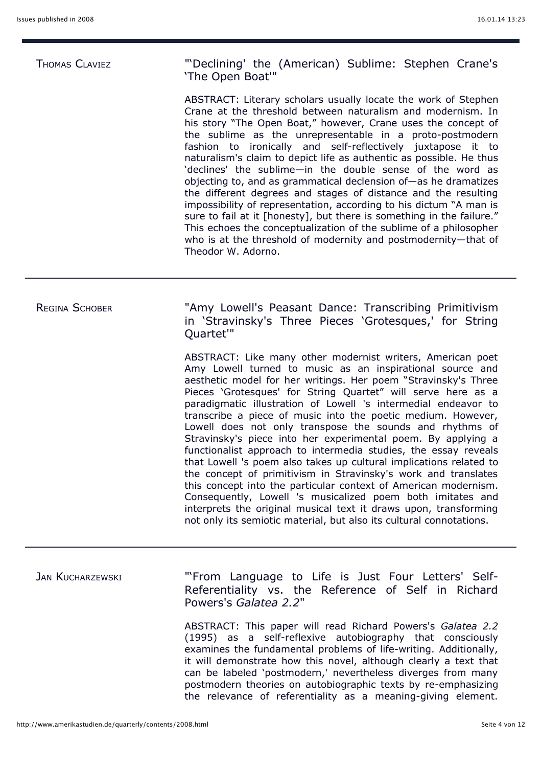THOMAS CLAVIEZ

"'Declining' the (American) Sublime: Stephen Crane's 'The Open Boat'"

ABSTRACT: Literary scholars usually locate the work of Stephen Crane at the threshold between naturalism and modernism. In his story "The Open Boat," however, Crane uses the concept of the sublime as the unrepresentable in a proto-postmodern fashion to ironically and self-reflectively juxtapose it to naturalism's claim to depict life as authentic as possible. He thus 'declines' the sublime—in the double sense of the word as objecting to, and as grammatical declension of—as he dramatizes the different degrees and stages of distance and the resulting impossibility of representation, according to his dictum "A man is sure to fail at it [honesty], but there is something in the failure." This echoes the conceptualization of the sublime of a philosopher who is at the threshold of modernity and postmodernity—that of Theodor W. Adorno.

---

REGINA SCHOBER

"Amy Lowell's Peasant Dance: Transcribing Primitivism in 'Stravinsky's Three Pieces 'Grotesques,' for String Quartet'"

ABSTRACT: Like many other modernist writers, American poet Amy Lowell turned to music as an inspirational source and aesthetic model for her writings. Her poem "Stravinsky's Three Pieces 'Grotesques' for String Quartet" will serve here as a paradigmatic illustration of Lowell 's intermedial endeavor to transcribe a piece of music into the poetic medium. However, Lowell does not only transpose the sounds and rhythms of Stravinsky's piece into her experimental poem. By applying a functionalist approach to intermedia studies, the essay reveals that Lowell 's poem also takes up cultural implications related to the concept of primitivism in Stravinsky's work and translates this concept into the particular context of American modernism. Consequently, Lowell 's musicalized poem both imitates and interprets the original musical text it draws upon, transforming not only its semiotic material, but also its cultural connotations.

---

JAN KUCHARZEWSKI

"'From Language to Life is Just Four Letters' Self-Referentiality vs. the Reference of Self in Richard Powers's *Galatea 2.2*"

ABSTRACT: This paper will read Richard Powers's *Galatea 2.2* (1995) as a self-reflexive autobiography that consciously examines the fundamental problems of life-writing. Additionally, it will demonstrate how this novel, although clearly a text that can be labeled 'postmodern,' nevertheless diverges from many postmodern theories on autobiographic texts by re-emphasizing the relevance of referentiality as a meaning-giving element.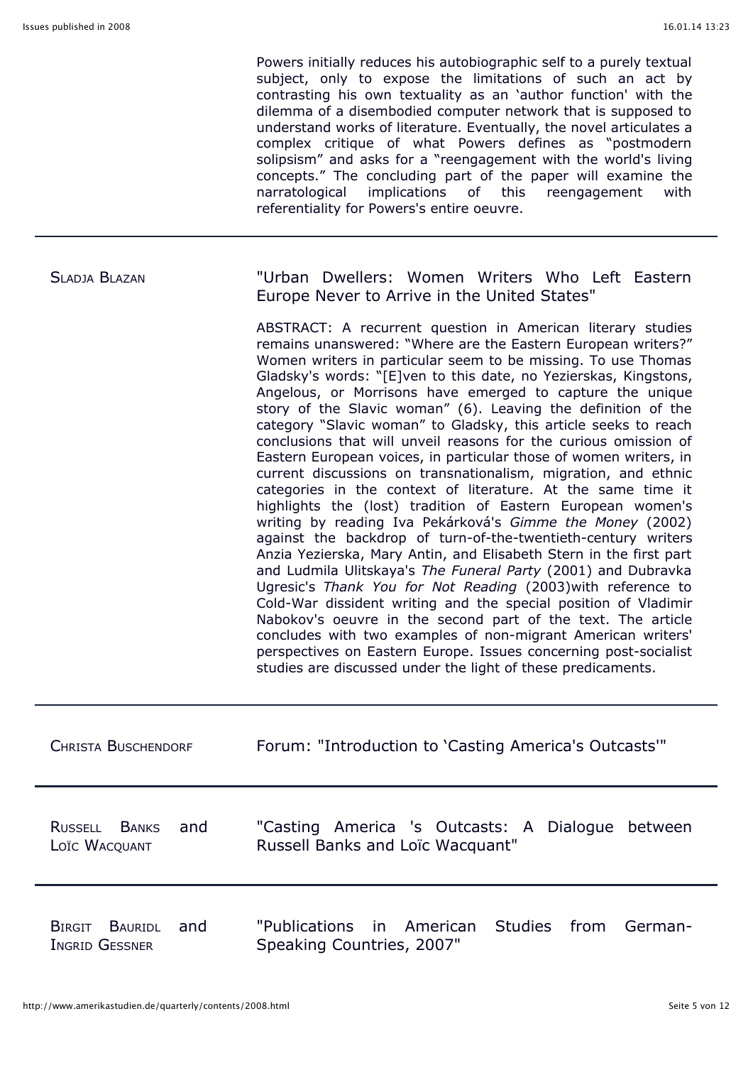Powers initially reduces his autobiographic self to a purely textual subject, only to expose the limitations of such an act by contrasting his own textuality as an 'author function' with the dilemma of a disembodied computer network that is supposed to understand works of literature. Eventually, the novel articulates a complex critique of what Powers defines as "postmodern solipsism" and asks for a "reengagement with the world's living concepts." The concluding part of the paper will examine the narratological implications of this reengagement with referentiality for Powers's entire oeuvre.

---

Sladja Blazan

"Urban Dwellers: Women Writers Who Left Eastern Europe Never to Arrive in the United States"

ABSTRACT: A recurrent question in American literary studies remains unanswered: "Where are the Eastern European writers?" Women writers in particular seem to be missing. To use Thomas Gladsky's words: "[E]ven to this date, no Yezierskas, Kingstons, Angelous, or Morrisons have emerged to capture the unique story of the Slavic woman" (6). Leaving the definition of the category "Slavic woman" to Gladsky, this article seeks to reach conclusions that will unveil reasons for the curious omission of Eastern European voices, in particular those of women writers, in current discussions on transnationalism, migration, and ethnic categories in the context of literature. At the same time it highlights the (lost) tradition of Eastern European women's writing by reading Iva Pekárková's *Gimme the Money* (2002) against the backdrop of turn-of-the-twentieth-century writers Anzia Yezierska, Mary Antin, and Elisabeth Stern in the first part and Ludmila Ulitskaya's *The Funeral Party* (2001) and Dubravka Ugresic's *Thank You for Not Reading* (2003)with reference to Cold-War dissident writing and the special position of Vladimir Nabokov's oeuvre in the second part of the text. The article concludes with two examples of non-migrant American writers' perspectives on Eastern Europe. Issues concerning post-socialist studies are discussed under the light of these predicaments.

---

Christa Buschendorf

Forum: "Introduction to 'Casting America's Outcasts'"

---

Russell Banks and Loïc Wacquant

"Casting America 's Outcasts: A Dialogue between Russell Banks and Loïc Wacquant"

---

Birgit Bauridl and Ingrid Gessner

"Publications in American Studies from German-Speaking Countries, 2007"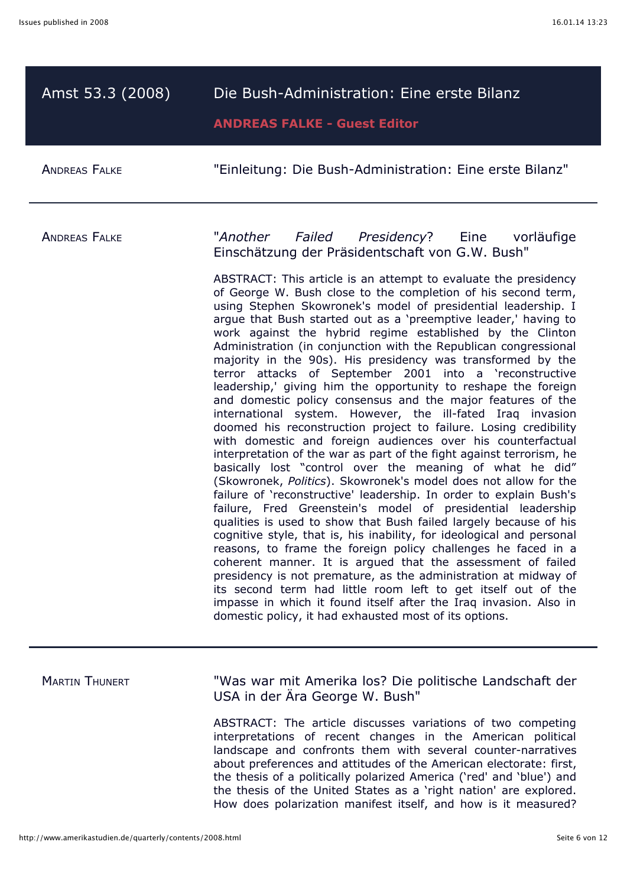## Amst 53.3 (2008) — Die Bush-Administration: Eine erste Bilanz

**ANDREAS FALKE - Guest Editor**

ANDREAS FALKE

"Einleitung: Die Bush-Administration: Eine erste Bilanz"

---

ANDREAS FALKE

"*Another Failed Presidency*? Eine vorläufige Einschätzung der Präsidentschaft von G.W. Bush"

ABSTRACT: This article is an attempt to evaluate the presidency of George W. Bush close to the completion of his second term, using Stephen Skowronek's model of presidential leadership. I argue that Bush started out as a 'preemptive leader,' having to work against the hybrid regime established by the Clinton Administration (in conjunction with the Republican congressional majority in the 90s). His presidency was transformed by the terror attacks of September 2001 into a 'reconstructive leadership,' giving him the opportunity to reshape the foreign and domestic policy consensus and the major features of the international system. However, the ill-fated Iraq invasion doomed his reconstruction project to failure. Losing credibility with domestic and foreign audiences over his counterfactual interpretation of the war as part of the fight against terrorism, he basically lost "control over the meaning of what he did" (Skowronek, *Politics*). Skowronek's model does not allow for the failure of 'reconstructive' leadership. In order to explain Bush's failure, Fred Greenstein's model of presidential leadership qualities is used to show that Bush failed largely because of his cognitive style, that is, his inability, for ideological and personal reasons, to frame the foreign policy challenges he faced in a coherent manner. It is argued that the assessment of failed presidency is not premature, as the administration at midway of its second term had little room left to get itself out of the impasse in which it found itself after the Iraq invasion. Also in domestic policy, it had exhausted most of its options.

---

MARTIN THUNERT

"Was war mit Amerika los? Die politische Landschaft der USA in der Ära George W. Bush"

ABSTRACT: The article discusses variations of two competing interpretations of recent changes in the American political landscape and confronts them with several counter-narratives about preferences and attitudes of the American electorate: first, the thesis of a politically polarized America ('red' and 'blue') and the thesis of the United States as a 'right nation' are explored. How does polarization manifest itself, and how is it measured?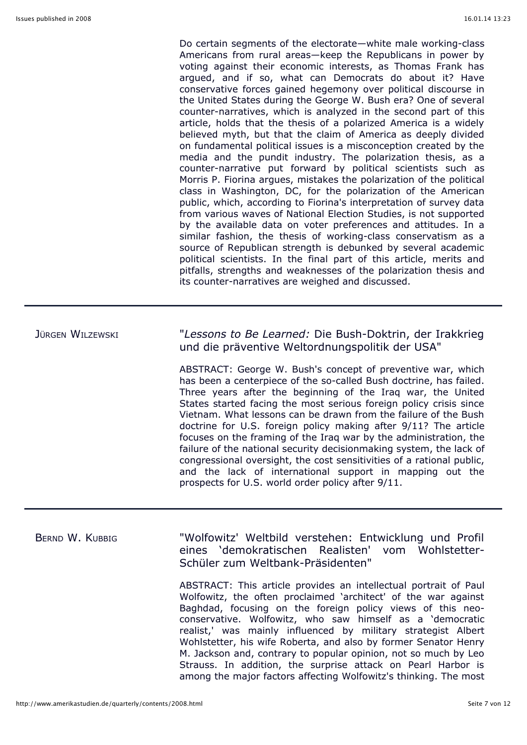Do certain segments of the electorate—white male working-class Americans from rural areas—keep the Republicans in power by voting against their economic interests, as Thomas Frank has argued, and if so, what can Democrats do about it? Have conservative forces gained hegemony over political discourse in the United States during the George W. Bush era? One of several counter-narratives, which is analyzed in the second part of this article, holds that the thesis of a polarized America is a widely believed myth, but that the claim of America as deeply divided on fundamental political issues is a misconception created by the media and the pundit industry. The polarization thesis, as a counter-narrative put forward by political scientists such as Morris P. Fiorina argues, mistakes the polarization of the political class in Washington, DC, for the polarization of the American public, which, according to Fiorina's interpretation of survey data from various waves of National Election Studies, is not supported by the available data on voter preferences and attitudes. In a similar fashion, the thesis of working-class conservatism as a source of Republican strength is debunked by several academic political scientists. In the final part of this article, merits and pitfalls, strengths and weaknesses of the polarization thesis and its counter-narratives are weighed and discussed.

---

JÜRGEN WILZEWSKI

"*Lessons to Be Learned:* Die Bush-Doktrin, der Irakkrieg und die präventive Weltordnungspolitik der USA"

ABSTRACT: George W. Bush's concept of preventive war, which has been a centerpiece of the so-called Bush doctrine, has failed. Three years after the beginning of the Iraq war, the United States started facing the most serious foreign policy crisis since Vietnam. What lessons can be drawn from the failure of the Bush doctrine for U.S. foreign policy making after 9/11? The article focuses on the framing of the Iraq war by the administration, the failure of the national security decisionmaking system, the lack of congressional oversight, the cost sensitivities of a rational public, and the lack of international support in mapping out the prospects for U.S. world order policy after 9/11.

---

BERND W. KUBBIG

"Wolfowitz' Weltbild verstehen: Entwicklung und Profil eines 'demokratischen Realisten' vom Wohlstetter-Schüler zum Weltbank-Präsidenten"

ABSTRACT: This article provides an intellectual portrait of Paul Wolfowitz, the often proclaimed 'architect' of the war against Baghdad, focusing on the foreign policy views of this neo-conservative. Wolfowitz, who saw himself as a 'democratic realist,' was mainly influenced by military strategist Albert Wohlstetter, his wife Roberta, and also by former Senator Henry M. Jackson and, contrary to popular opinion, not so much by Leo Strauss. In addition, the surprise attack on Pearl Harbor is among the major factors affecting Wolfowitz's thinking. The most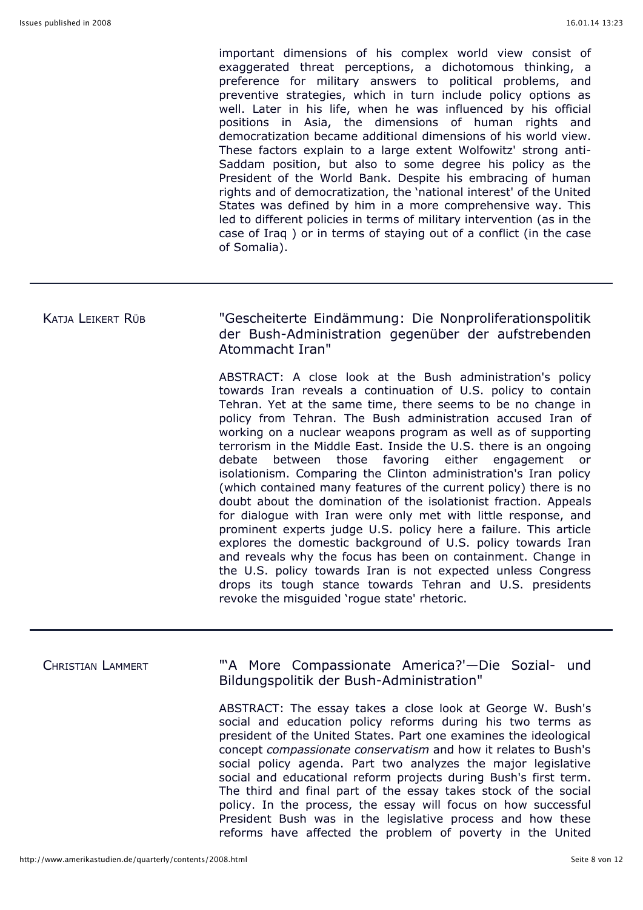important dimensions of his complex world view consist of exaggerated threat perceptions, a dichotomous thinking, a preference for military answers to political problems, and preventive strategies, which in turn include policy options as well. Later in his life, when he was influenced by his official positions in Asia, the dimensions of human rights and democratization became additional dimensions of his world view. These factors explain to a large extent Wolfowitz' strong anti-Saddam position, but also to some degree his policy as the President of the World Bank. Despite his embracing of human rights and of democratization, the 'national interest' of the United States was defined by him in a more comprehensive way. This led to different policies in terms of military intervention (as in the case of Iraq ) or in terms of staying out of a conflict (in the case of Somalia).

---

KATJA LEIKERT RÜB

"Gescheiterte Eindämmung: Die Nonproliferationspolitik der Bush-Administration gegenüber der aufstrebenden Atommacht Iran"

ABSTRACT: A close look at the Bush administration's policy towards Iran reveals a continuation of U.S. policy to contain Tehran. Yet at the same time, there seems to be no change in policy from Tehran. The Bush administration accused Iran of working on a nuclear weapons program as well as of supporting terrorism in the Middle East. Inside the U.S. there is an ongoing debate between those favoring either engagement or isolationism. Comparing the Clinton administration's Iran policy (which contained many features of the current policy) there is no doubt about the domination of the isolationist fraction. Appeals for dialogue with Iran were only met with little response, and prominent experts judge U.S. policy here a failure. This article explores the domestic background of U.S. policy towards Iran and reveals why the focus has been on containment. Change in the U.S. policy towards Iran is not expected unless Congress drops its tough stance towards Tehran and U.S. presidents revoke the misguided 'rogue state' rhetoric.

---

CHRISTIAN LAMMERT

"'A More Compassionate America?'—Die Sozial- und Bildungspolitik der Bush-Administration"

ABSTRACT: The essay takes a close look at George W. Bush's social and education policy reforms during his two terms as president of the United States. Part one examines the ideological concept *compassionate conservatism* and how it relates to Bush's social policy agenda. Part two analyzes the major legislative social and educational reform projects during Bush's first term. The third and final part of the essay takes stock of the social policy. In the process, the essay will focus on how successful President Bush was in the legislative process and how these reforms have affected the problem of poverty in the United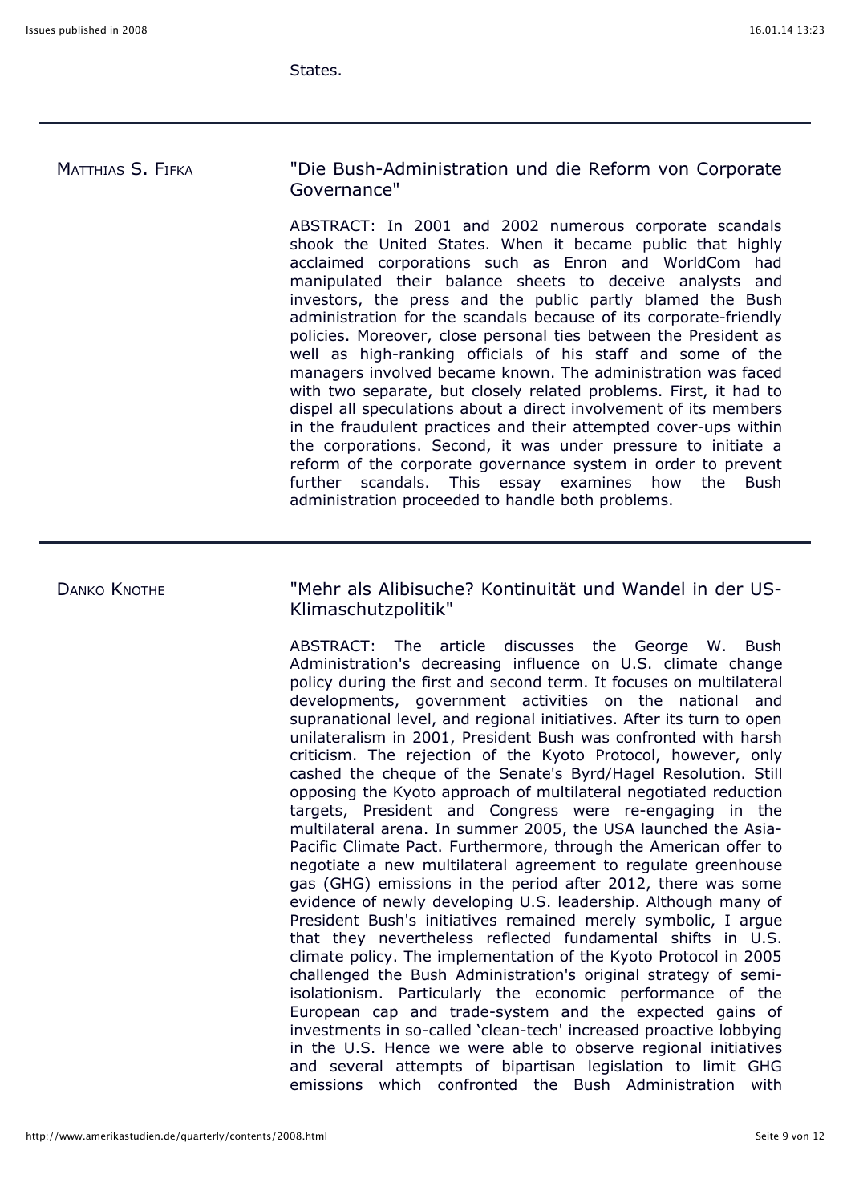States.

---

Matthias S. Fifka

"Die Bush-Administration und die Reform von Corporate Governance"

ABSTRACT: In 2001 and 2002 numerous corporate scandals shook the United States. When it became public that highly acclaimed corporations such as Enron and WorldCom had manipulated their balance sheets to deceive analysts and investors, the press and the public partly blamed the Bush administration for the scandals because of its corporate-friendly policies. Moreover, close personal ties between the President as well as high-ranking officials of his staff and some of the managers involved became known. The administration was faced with two separate, but closely related problems. First, it had to dispel all speculations about a direct involvement of its members in the fraudulent practices and their attempted cover-ups within the corporations. Second, it was under pressure to initiate a reform of the corporate governance system in order to prevent further scandals. This essay examines how the Bush administration proceeded to handle both problems.

---

Danko Knothe

"Mehr als Alibisuche? Kontinuität und Wandel in der US-Klimaschutzpolitik"

ABSTRACT: The article discusses the George W. Bush Administration's decreasing influence on U.S. climate change policy during the first and second term. It focuses on multilateral developments, government activities on the national and supranational level, and regional initiatives. After its turn to open unilateralism in 2001, President Bush was confronted with harsh criticism. The rejection of the Kyoto Protocol, however, only cashed the cheque of the Senate's Byrd/Hagel Resolution. Still opposing the Kyoto approach of multilateral negotiated reduction targets, President and Congress were re-engaging in the multilateral arena. In summer 2005, the USA launched the Asia-Pacific Climate Pact. Furthermore, through the American offer to negotiate a new multilateral agreement to regulate greenhouse gas (GHG) emissions in the period after 2012, there was some evidence of newly developing U.S. leadership. Although many of President Bush's initiatives remained merely symbolic, I argue that they nevertheless reflected fundamental shifts in U.S. climate policy. The implementation of the Kyoto Protocol in 2005 challenged the Bush Administration's original strategy of semi-isolationism. Particularly the economic performance of the European cap and trade-system and the expected gains of investments in so-called 'clean-tech' increased proactive lobbying in the U.S. Hence we were able to observe regional initiatives and several attempts of bipartisan legislation to limit GHG emissions which confronted the Bush Administration with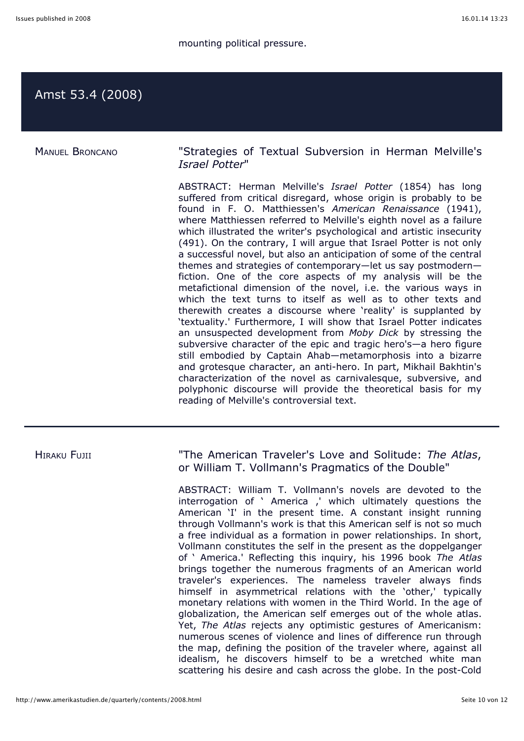mounting political pressure.

## Amst 53.4 (2008)

MANUEL BRONCANO

### "Strategies of Textual Subversion in Herman Melville's *Israel Potter*"

ABSTRACT: Herman Melville's *Israel Potter* (1854) has long suffered from critical disregard, whose origin is probably to be found in F. O. Matthiessen's *American Renaissance* (1941), where Matthiessen referred to Melville's eighth novel as a failure which illustrated the writer's psychological and artistic insecurity (491). On the contrary, I will argue that Israel Potter is not only a successful novel, but also an anticipation of some of the central themes and strategies of contemporary—let us say postmodern—fiction. One of the core aspects of my analysis will be the metafictional dimension of the novel, i.e. the various ways in which the text turns to itself as well as to other texts and therewith creates a discourse where 'reality' is supplanted by 'textuality.' Furthermore, I will show that Israel Potter indicates an unsuspected development from *Moby Dick* by stressing the subversive character of the epic and tragic hero's—a hero figure still embodied by Captain Ahab—metamorphosis into a bizarre and grotesque character, an anti-hero. In part, Mikhail Bakhtin's characterization of the novel as carnivalesque, subversive, and polyphonic discourse will provide the theoretical basis for my reading of Melville's controversial text.

---

HIRAKU FUJII

### "The American Traveler's Love and Solitude: *The Atlas*, or William T. Vollmann's Pragmatics of the Double"

ABSTRACT: William T. Vollmann's novels are devoted to the interrogation of ' America ,' which ultimately questions the American 'I' in the present time. A constant insight running through Vollmann's work is that this American self is not so much a free individual as a formation in power relationships. In short, Vollmann constitutes the self in the present as the doppelganger of ' America.' Reflecting this inquiry, his 1996 book *The Atlas* brings together the numerous fragments of an American world traveler's experiences. The nameless traveler always finds himself in asymmetrical relations with the 'other,' typically monetary relations with women in the Third World. In the age of globalization, the American self emerges out of the whole atlas. Yet, *The Atlas* rejects any optimistic gestures of Americanism: numerous scenes of violence and lines of difference run through the map, defining the position of the traveler where, against all idealism, he discovers himself to be a wretched white man scattering his desire and cash across the globe. In the post-Cold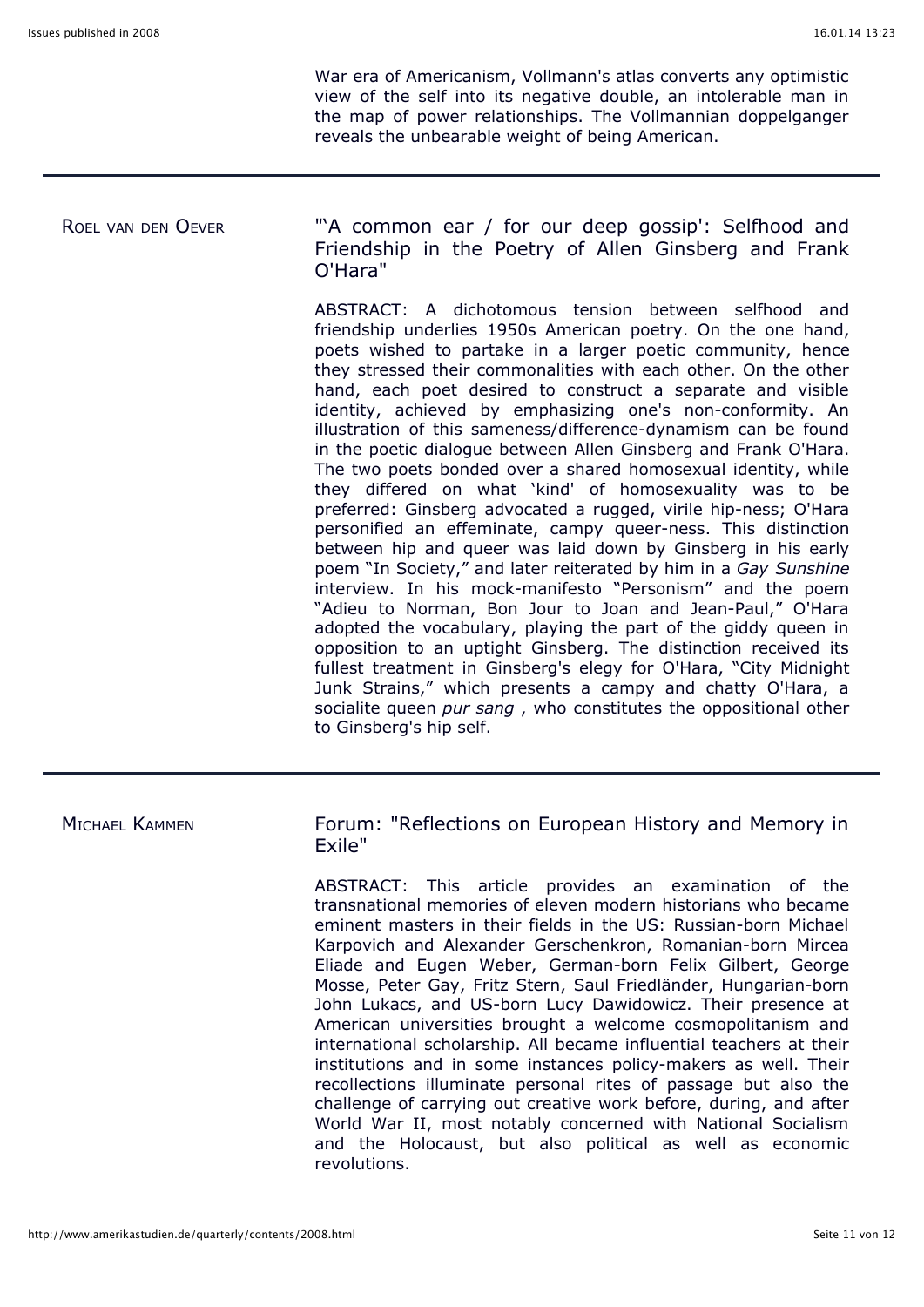War era of Americanism, Vollmann's atlas converts any optimistic view of the self into its negative double, an intolerable man in the map of power relationships. The Vollmannian doppelganger reveals the unbearable weight of being American.

---

ROEL VAN DEN OEVER

## "'A common ear / for our deep gossip': Selfhood and Friendship in the Poetry of Allen Ginsberg and Frank O'Hara"

ABSTRACT: A dichotomous tension between selfhood and friendship underlies 1950s American poetry. On the one hand, poets wished to partake in a larger poetic community, hence they stressed their commonalities with each other. On the other hand, each poet desired to construct a separate and visible identity, achieved by emphasizing one's non-conformity. An illustration of this sameness/difference-dynamism can be found in the poetic dialogue between Allen Ginsberg and Frank O'Hara. The two poets bonded over a shared homosexual identity, while they differed on what 'kind' of homosexuality was to be preferred: Ginsberg advocated a rugged, virile hip-ness; O'Hara personified an effeminate, campy queer-ness. This distinction between hip and queer was laid down by Ginsberg in his early poem "In Society," and later reiterated by him in a *Gay Sunshine* interview. In his mock-manifesto "Personism" and the poem "Adieu to Norman, Bon Jour to Joan and Jean-Paul," O'Hara adopted the vocabulary, playing the part of the giddy queen in opposition to an uptight Ginsberg. The distinction received its fullest treatment in Ginsberg's elegy for O'Hara, "City Midnight Junk Strains," which presents a campy and chatty O'Hara, a socialite queen *pur sang* , who constitutes the oppositional other to Ginsberg's hip self.

---

MICHAEL KAMMEN

## Forum: "Reflections on European History and Memory in Exile"

ABSTRACT: This article provides an examination of the transnational memories of eleven modern historians who became eminent masters in their fields in the US: Russian-born Michael Karpovich and Alexander Gerschenkron, Romanian-born Mircea Eliade and Eugen Weber, German-born Felix Gilbert, George Mosse, Peter Gay, Fritz Stern, Saul Friedländer, Hungarian-born John Lukacs, and US-born Lucy Dawidowicz. Their presence at American universities brought a welcome cosmopolitanism and international scholarship. All became influential teachers at their institutions and in some instances policy-makers as well. Their recollections illuminate personal rites of passage but also the challenge of carrying out creative work before, during, and after World War II, most notably concerned with National Socialism and the Holocaust, but also political as well as economic revolutions.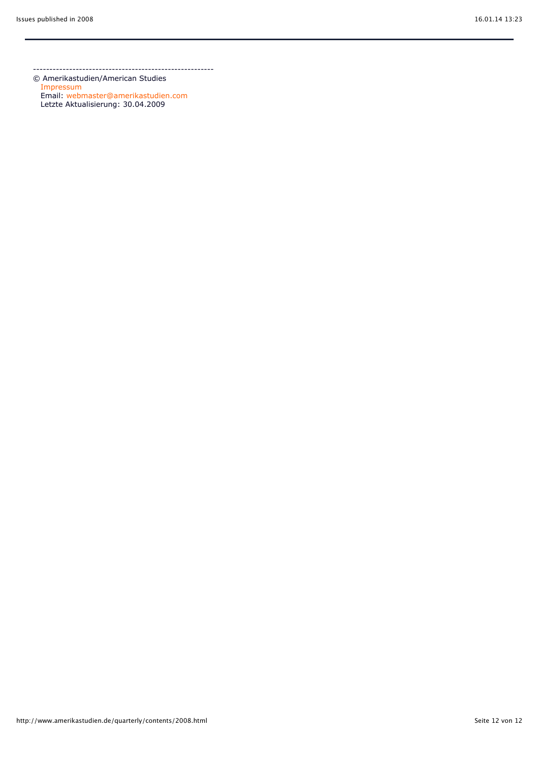------------------------------------------------------

© Amerikastudien/American Studies
Impressum
Email: webmaster@amerikastudien.com
Letzte Aktualisierung: 30.04.2009